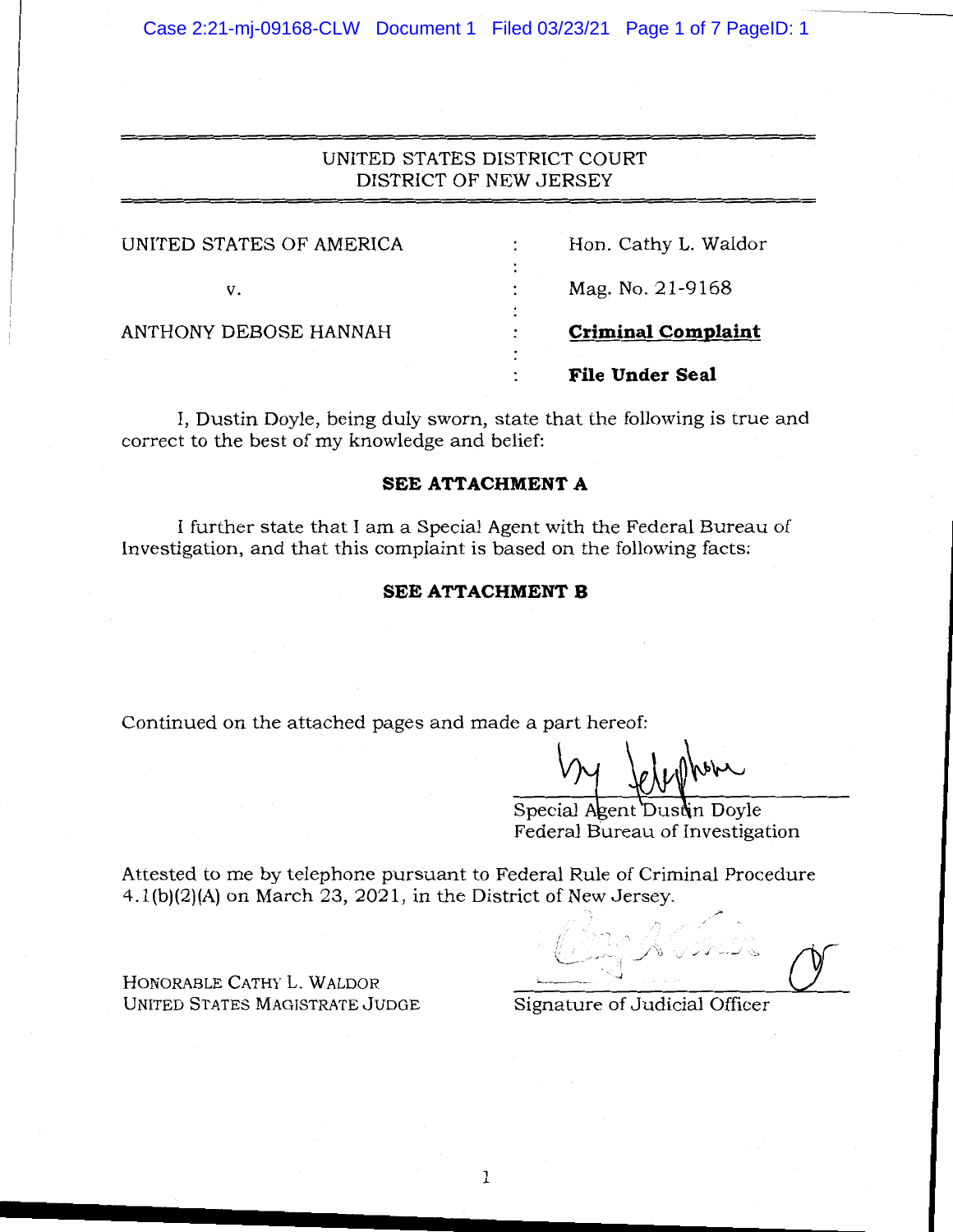UNITED STATES DISTRICT COURT
DISTRICT OF NEW JERSEY

| | | |
|---|---|---|
| UNITED STATES OF AMERICA | : | Hon. Cathy L. Waldor |
| v. | : | Mag. No. 21-9168 |
| ANTHONY DEBOSE HANNAH | : | **Criminal Complaint** |
| | : | **File Under Seal** |

I, Dustin Doyle, being duly sworn, state that the following is true and correct to the best of my knowledge and belief:

**SEE ATTACHMENT A**

I further state that I am a Special Agent with the Federal Bureau of Investigation, and that this complaint is based on the following facts:

**SEE ATTACHMENT B**

Continued on the attached pages and made a part hereof:

by telephone

Special Agent Dustin Doyle
Federal Bureau of Investigation

Attested to me by telephone pursuant to Federal Rule of Criminal Procedure 4.1(b)(2)(A) on March 23, 2021, in the District of New Jersey.

HONORABLE CATHY L. WALDOR
UNITED STATES MAGISTRATE JUDGE

Signature of Judicial Officer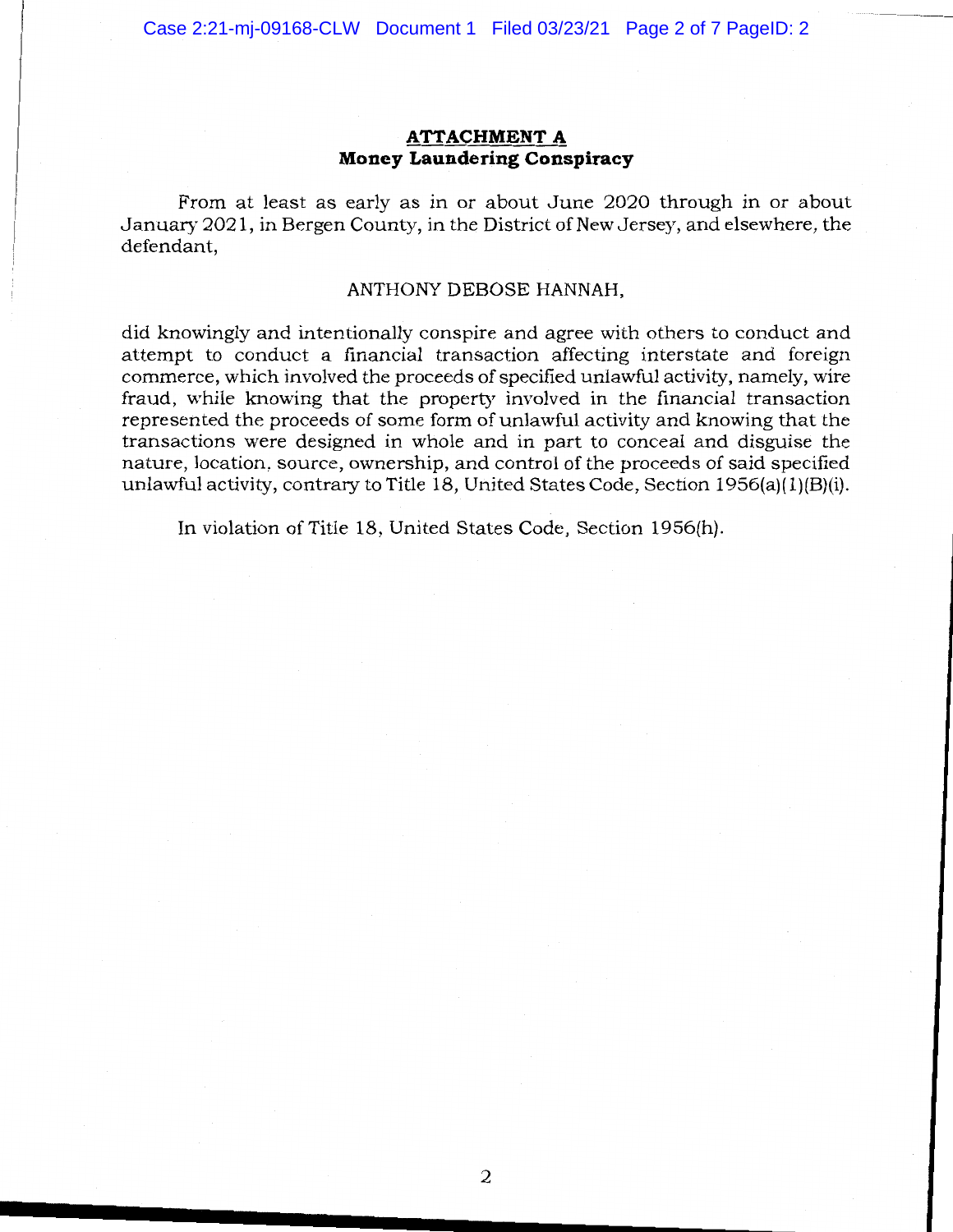## ATTACHMENT A
### Money Laundering Conspiracy

From at least as early as in or about June 2020 through in or about January 2021, in Bergen County, in the District of New Jersey, and elsewhere, the defendant,

ANTHONY DEBOSE HANNAH,

did knowingly and intentionally conspire and agree with others to conduct and attempt to conduct a financial transaction affecting interstate and foreign commerce, which involved the proceeds of specified unlawful activity, namely, wire fraud, while knowing that the property involved in the financial transaction represented the proceeds of some form of unlawful activity and knowing that the transactions were designed in whole and in part to conceal and disguise the nature, location, source, ownership, and control of the proceeds of said specified unlawful activity, contrary to Title 18, United States Code, Section 1956(a)(1)(B)(i).

In violation of Title 18, United States Code, Section 1956(h).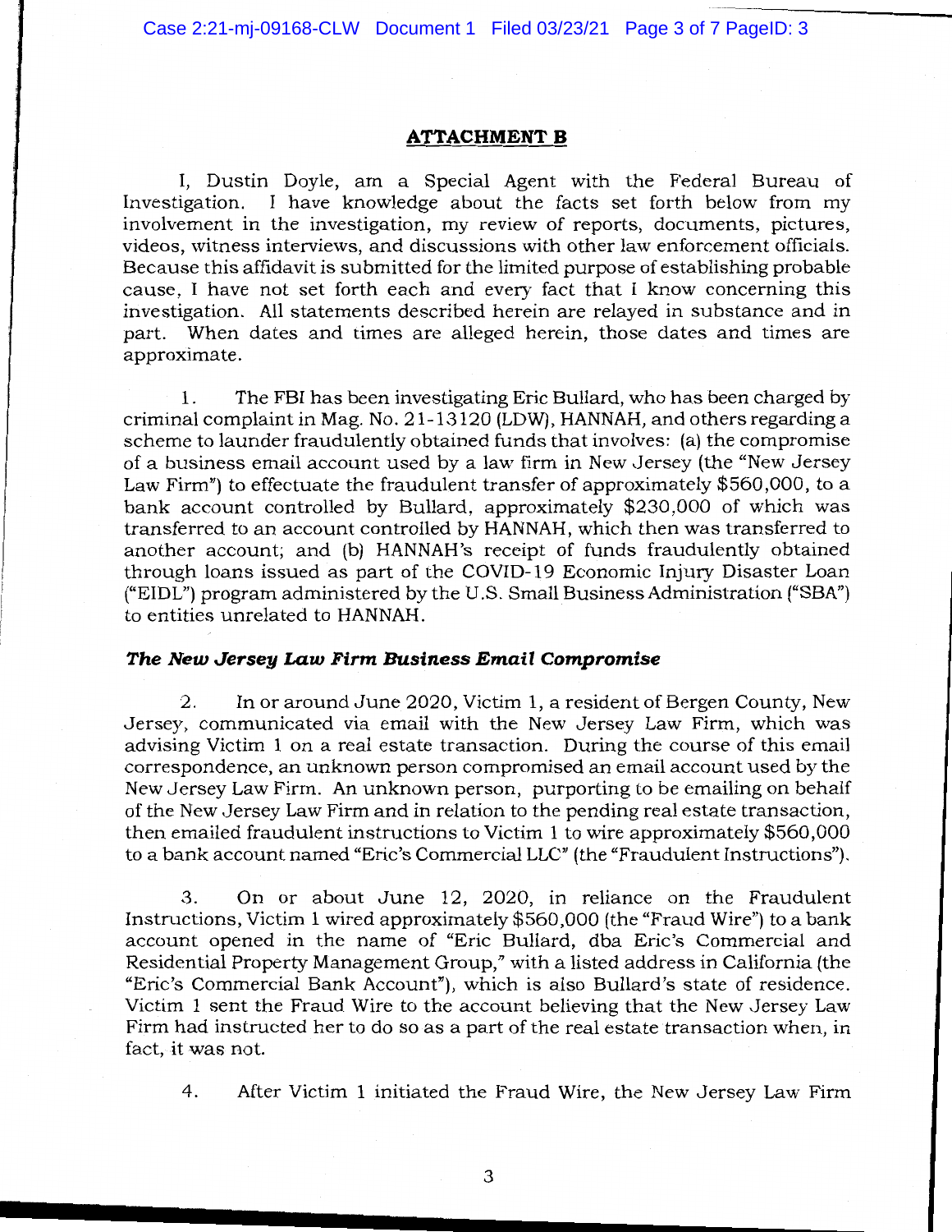## ATTACHMENT B

I, Dustin Doyle, am a Special Agent with the Federal Bureau of Investigation. I have knowledge about the facts set forth below from my involvement in the investigation, my review of reports, documents, pictures, videos, witness interviews, and discussions with other law enforcement officials. Because this affidavit is submitted for the limited purpose of establishing probable cause, I have not set forth each and every fact that I know concerning this investigation. All statements described herein are relayed in substance and in part. When dates and times are alleged herein, those dates and times are approximate.

1. The FBI has been investigating Eric Bullard, who has been charged by criminal complaint in Mag. No. 21-13120 (LDW), HANNAH, and others regarding a scheme to launder fraudulently obtained funds that involves: (a) the compromise of a business email account used by a law firm in New Jersey (the "New Jersey Law Firm") to effectuate the fraudulent transfer of approximately $560,000, to a bank account controlled by Bullard, approximately $230,000 of which was transferred to an account controlled by HANNAH, which then was transferred to another account; and (b) HANNAH's receipt of funds fraudulently obtained through loans issued as part of the COVID-19 Economic Injury Disaster Loan ("EIDL") program administered by the U.S. Small Business Administration ("SBA") to entities unrelated to HANNAH.

### *The New Jersey Law Firm Business Email Compromise*

2. In or around June 2020, Victim 1, a resident of Bergen County, New Jersey, communicated via email with the New Jersey Law Firm, which was advising Victim 1 on a real estate transaction. During the course of this email correspondence, an unknown person compromised an email account used by the New Jersey Law Firm. An unknown person, purporting to be emailing on behalf of the New Jersey Law Firm and in relation to the pending real estate transaction, then emailed fraudulent instructions to Victim 1 to wire approximately $560,000 to a bank account named "Eric's Commercial LLC" (the "Fraudulent Instructions").

3. On or about June 12, 2020, in reliance on the Fraudulent Instructions, Victim 1 wired approximately $560,000 (the "Fraud Wire") to a bank account opened in the name of "Eric Bullard, dba Eric's Commercial and Residential Property Management Group," with a listed address in California (the "Eric's Commercial Bank Account"), which is also Bullard's state of residence. Victim 1 sent the Fraud Wire to the account believing that the New Jersey Law Firm had instructed her to do so as a part of the real estate transaction when, in fact, it was not.

4. After Victim 1 initiated the Fraud Wire, the New Jersey Law Firm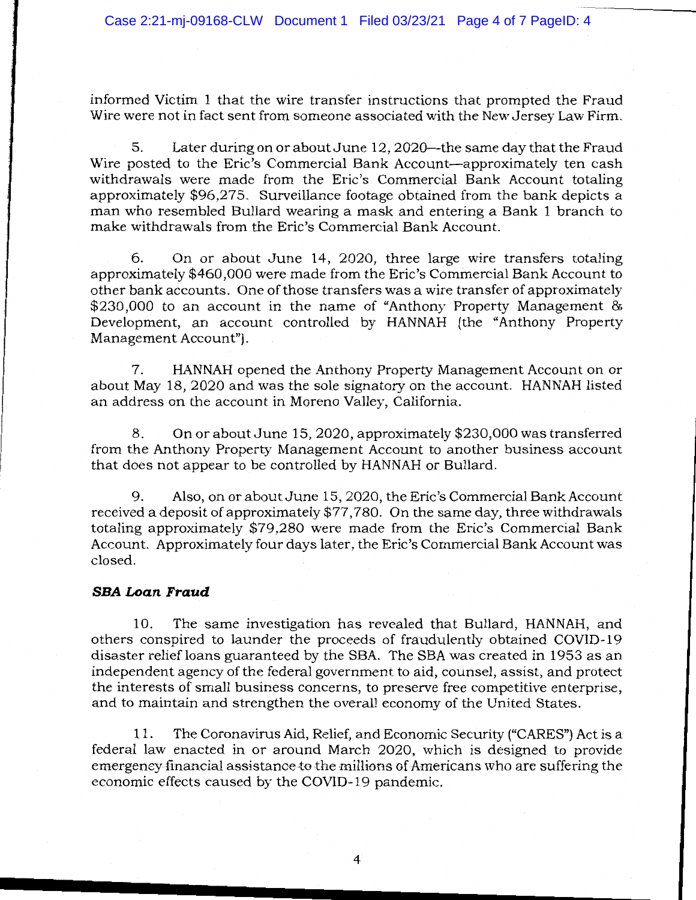informed Victim 1 that the wire transfer instructions that prompted the Fraud Wire were not in fact sent from someone associated with the New Jersey Law Firm.

5. Later during on or about June 12, 2020—the same day that the Fraud Wire posted to the Eric's Commercial Bank Account—approximately ten cash withdrawals were made from the Eric's Commercial Bank Account totaling approximately $96,275. Surveillance footage obtained from the bank depicts a man who resembled Bullard wearing a mask and entering a Bank 1 branch to make withdrawals from the Eric's Commercial Bank Account.

6. On or about June 14, 2020, three large wire transfers totaling approximately $460,000 were made from the Eric's Commercial Bank Account to other bank accounts. One of those transfers was a wire transfer of approximately $230,000 to an account in the name of "Anthony Property Management & Development, an account controlled by HANNAH (the "Anthony Property Management Account").

7. HANNAH opened the Anthony Property Management Account on or about May 18, 2020 and was the sole signatory on the account. HANNAH listed an address on the account in Moreno Valley, California.

8. On or about June 15, 2020, approximately $230,000 was transferred from the Anthony Property Management Account to another business account that does not appear to be controlled by HANNAH or Bullard.

9. Also, on or about June 15, 2020, the Eric's Commercial Bank Account received a deposit of approximately $77,780. On the same day, three withdrawals totaling approximately $79,280 were made from the Eric's Commercial Bank Account. Approximately four days later, the Eric's Commercial Bank Account was closed.

***SBA Loan Fraud***

10. The same investigation has revealed that Bullard, HANNAH, and others conspired to launder the proceeds of fraudulently obtained COVID-19 disaster relief loans guaranteed by the SBA. The SBA was created in 1953 as an independent agency of the federal government to aid, counsel, assist, and protect the interests of small business concerns, to preserve free competitive enterprise, and to maintain and strengthen the overall economy of the United States.

11. The Coronavirus Aid, Relief, and Economic Security ("CARES") Act is a federal law enacted in or around March 2020, which is designed to provide emergency financial assistance to the millions of Americans who are suffering the economic effects caused by the COVID-19 pandemic.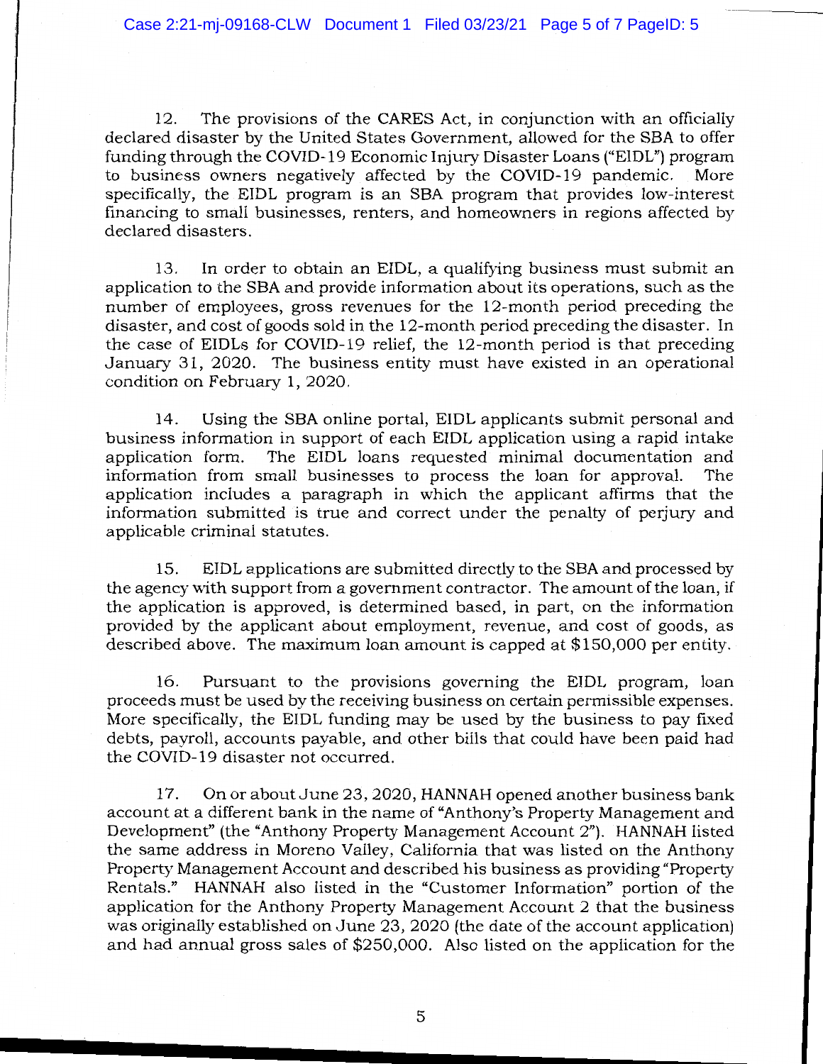12. The provisions of the CARES Act, in conjunction with an officially declared disaster by the United States Government, allowed for the SBA to offer funding through the COVID-19 Economic Injury Disaster Loans ("EIDL") program to business owners negatively affected by the COVID-19 pandemic. More specifically, the EIDL program is an SBA program that provides low-interest financing to small businesses, renters, and homeowners in regions affected by declared disasters.

13. In order to obtain an EIDL, a qualifying business must submit an application to the SBA and provide information about its operations, such as the number of employees, gross revenues for the 12-month period preceding the disaster, and cost of goods sold in the 12-month period preceding the disaster. In the case of EIDLs for COVID-19 relief, the 12-month period is that preceding January 31, 2020. The business entity must have existed in an operational condition on February 1, 2020.

14. Using the SBA online portal, EIDL applicants submit personal and business information in support of each EIDL application using a rapid intake application form. The EIDL loans requested minimal documentation and information from small businesses to process the loan for approval. The application includes a paragraph in which the applicant affirms that the information submitted is true and correct under the penalty of perjury and applicable criminal statutes.

15. EIDL applications are submitted directly to the SBA and processed by the agency with support from a government contractor. The amount of the loan, if the application is approved, is determined based, in part, on the information provided by the applicant about employment, revenue, and cost of goods, as described above. The maximum loan amount is capped at $150,000 per entity.

16. Pursuant to the provisions governing the EIDL program, loan proceeds must be used by the receiving business on certain permissible expenses. More specifically, the EIDL funding may be used by the business to pay fixed debts, payroll, accounts payable, and other bills that could have been paid had the COVID-19 disaster not occurred.

17. On or about June 23, 2020, HANNAH opened another business bank account at a different bank in the name of "Anthony's Property Management and Development" (the "Anthony Property Management Account 2"). HANNAH listed the same address in Moreno Valley, California that was listed on the Anthony Property Management Account and described his business as providing "Property Rentals." HANNAH also listed in the "Customer Information" portion of the application for the Anthony Property Management Account 2 that the business was originally established on June 23, 2020 (the date of the account application) and had annual gross sales of $250,000. Also listed on the application for the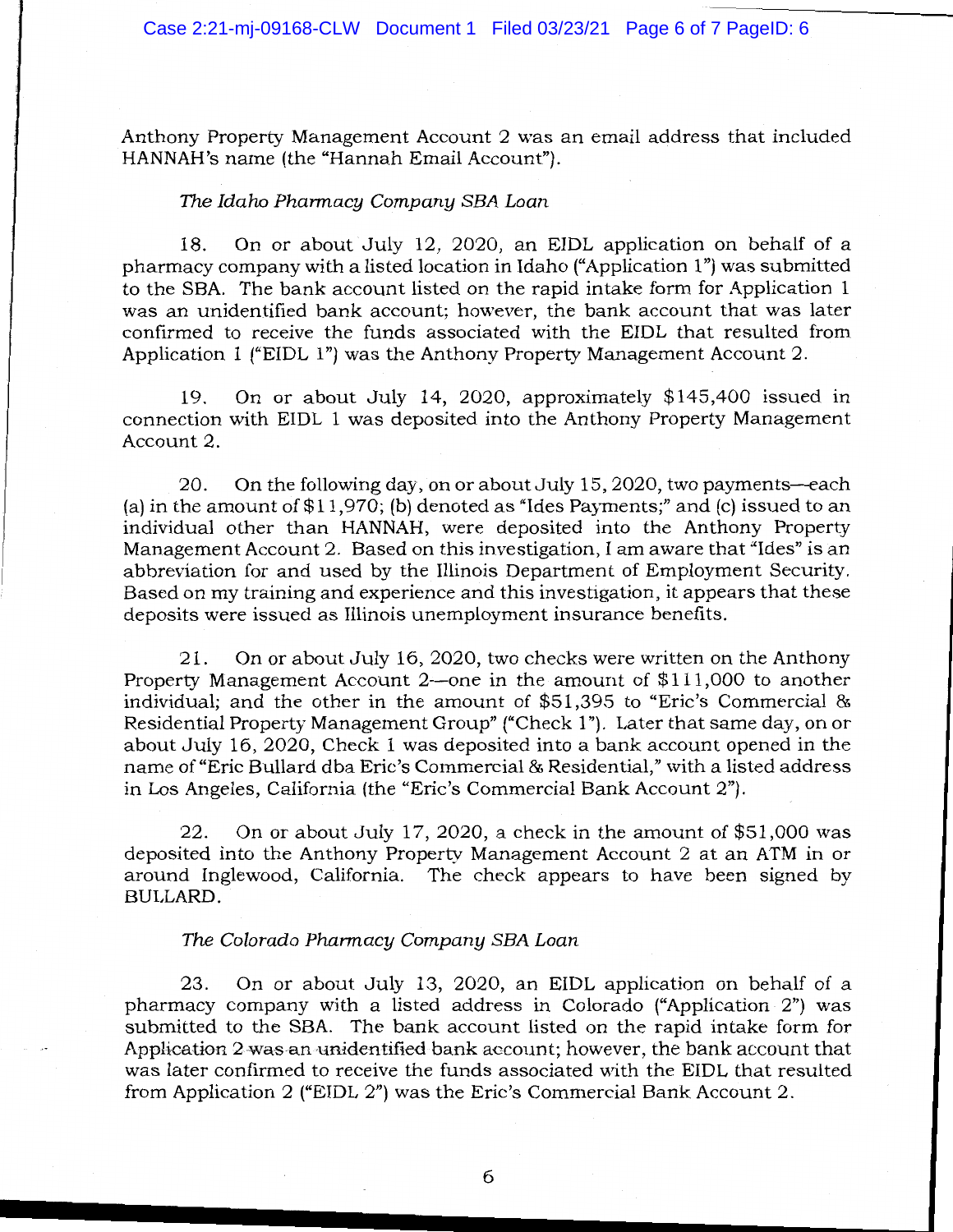Anthony Property Management Account 2 was an email address that included HANNAH's name (the "Hannah Email Account").

*The Idaho Pharmacy Company SBA Loan*

18. On or about July 12, 2020, an EIDL application on behalf of a pharmacy company with a listed location in Idaho ("Application 1") was submitted to the SBA. The bank account listed on the rapid intake form for Application 1 was an unidentified bank account; however, the bank account that was later confirmed to receive the funds associated with the EIDL that resulted from Application 1 ("EIDL 1") was the Anthony Property Management Account 2.

19. On or about July 14, 2020, approximately $145,400 issued in connection with EIDL 1 was deposited into the Anthony Property Management Account 2.

20. On the following day, on or about July 15, 2020, two payments—each (a) in the amount of $11,970; (b) denoted as "Ides Payments;" and (c) issued to an individual other than HANNAH, were deposited into the Anthony Property Management Account 2. Based on this investigation, I am aware that "Ides" is an abbreviation for and used by the Illinois Department of Employment Security. Based on my training and experience and this investigation, it appears that these deposits were issued as Illinois unemployment insurance benefits.

21. On or about July 16, 2020, two checks were written on the Anthony Property Management Account 2—one in the amount of $111,000 to another individual; and the other in the amount of $51,395 to "Eric's Commercial & Residential Property Management Group" ("Check 1"). Later that same day, on or about July 16, 2020, Check 1 was deposited into a bank account opened in the name of "Eric Bullard dba Eric's Commercial & Residential," with a listed address in Los Angeles, California (the "Eric's Commercial Bank Account 2").

22. On or about July 17, 2020, a check in the amount of $51,000 was deposited into the Anthony Property Management Account 2 at an ATM in or around Inglewood, California. The check appears to have been signed by BULLARD.

*The Colorado Pharmacy Company SBA Loan*

23. On or about July 13, 2020, an EIDL application on behalf of a pharmacy company with a listed address in Colorado ("Application 2") was submitted to the SBA. The bank account listed on the rapid intake form for Application 2 was an unidentified bank account; however, the bank account that was later confirmed to receive the funds associated with the EIDL that resulted from Application 2 ("EIDL 2") was the Eric's Commercial Bank Account 2.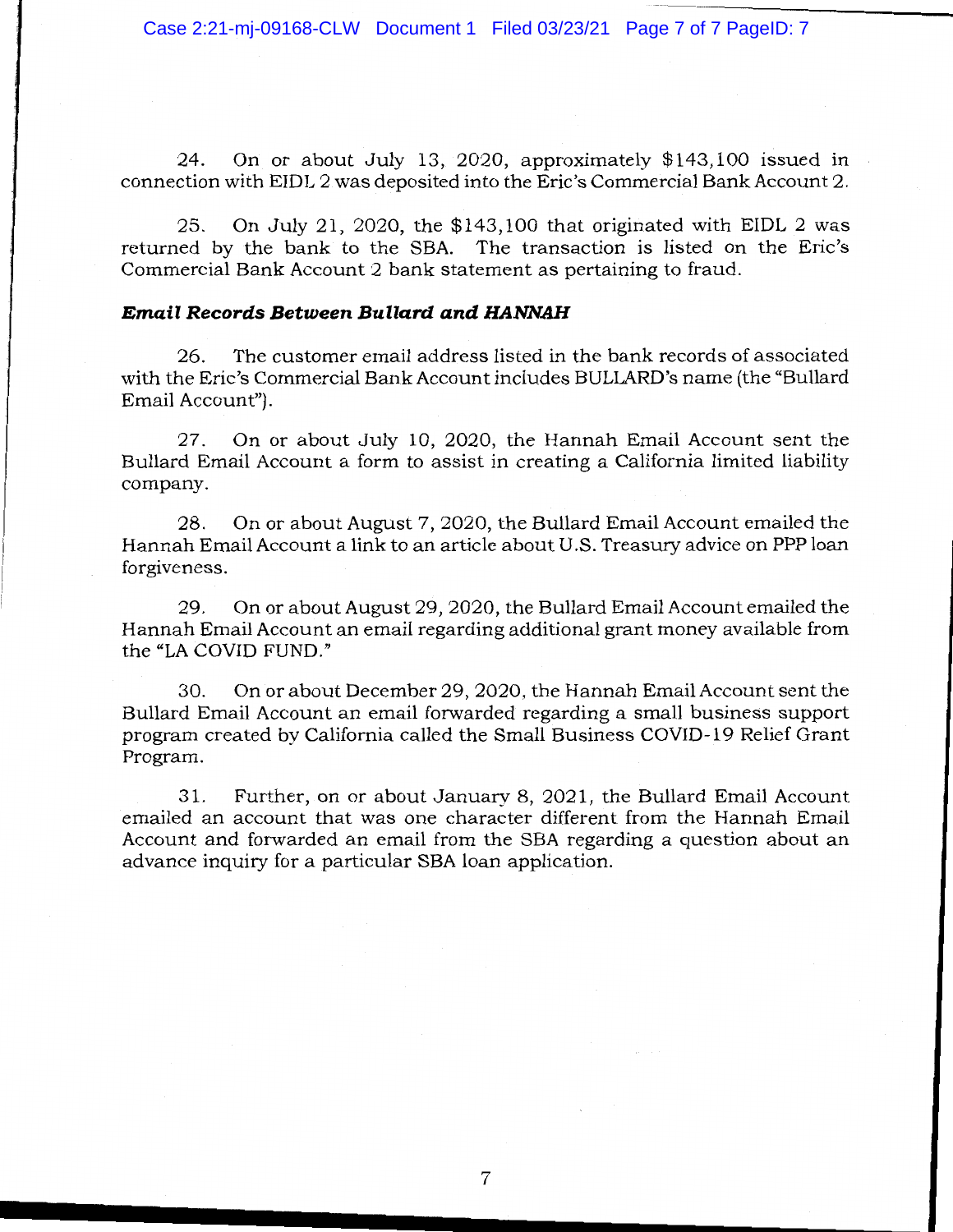24. On or about July 13, 2020, approximately $143,100 issued in connection with EIDL 2 was deposited into the Eric's Commercial Bank Account 2.

25. On July 21, 2020, the $143,100 that originated with EIDL 2 was returned by the bank to the SBA. The transaction is listed on the Eric's Commercial Bank Account 2 bank statement as pertaining to fraud.

***Email Records Between Bullard and HANNAH***

26. The customer email address listed in the bank records of associated with the Eric's Commercial Bank Account includes BULLARD's name (the "Bullard Email Account").

27. On or about July 10, 2020, the Hannah Email Account sent the Bullard Email Account a form to assist in creating a California limited liability company.

28. On or about August 7, 2020, the Bullard Email Account emailed the Hannah Email Account a link to an article about U.S. Treasury advice on PPP loan forgiveness.

29. On or about August 29, 2020, the Bullard Email Account emailed the Hannah Email Account an email regarding additional grant money available from the "LA COVID FUND."

30. On or about December 29, 2020, the Hannah Email Account sent the Bullard Email Account an email forwarded regarding a small business support program created by California called the Small Business COVID-19 Relief Grant Program.

31. Further, on or about January 8, 2021, the Bullard Email Account emailed an account that was one character different from the Hannah Email Account and forwarded an email from the SBA regarding a question about an advance inquiry for a particular SBA loan application.